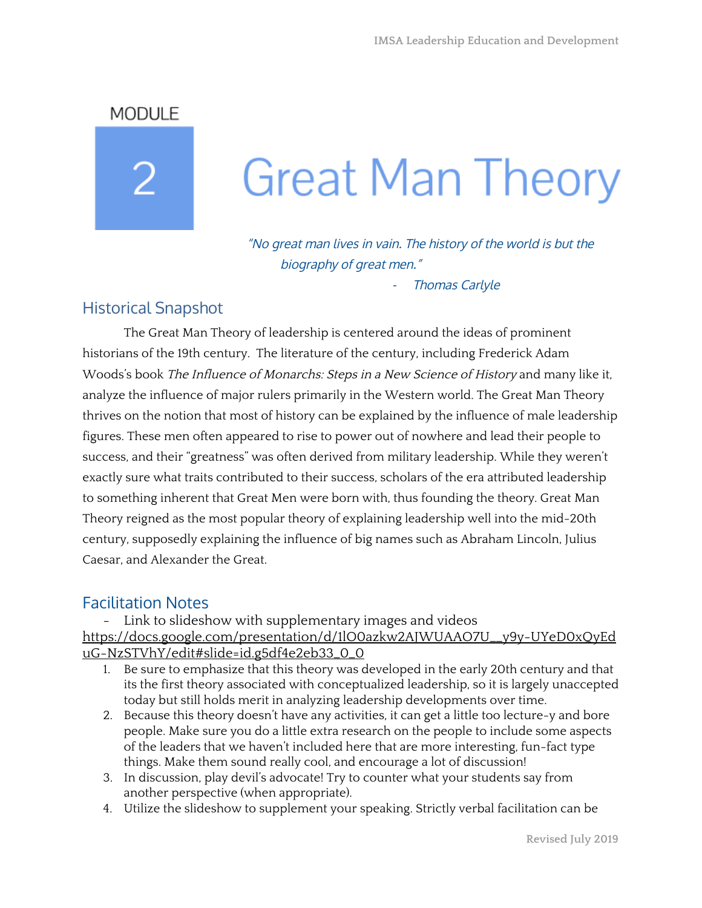# MODULE 2 Great Man Theory

*"No great man lives in vain. The history of the world is but the biography of great men."*

*- Thomas Carlyle*

## Historical Snapshot

The Great Man Theory of leadership is centered around the ideas of prominent historians of the 19th century. The literature of the century, including Frederick Adam Woods's book *The Influence of Monarchs: Steps in a New Science of History* and many like it, analyze the influence of major rulers primarily in the Western world. The Great Man Theory thrives on the notion that most of history can be explained by the influence of male leadership figures. These men often appeared to rise to power out of nowhere and lead their people to success, and their "greatness" was often derived from military leadership. While they weren't exactly sure what traits contributed to their success, scholars of the era attributed leadership to something inherent that Great Men were born with, thus founding the theory. Great Man Theory reigned as the most popular theory of explaining leadership well into the mid-20th century, supposedly explaining the influence of big names such as Abraham Lincoln, Julius Caesar, and Alexander the Great.

## Facilitation Notes

- Link to slideshow with supplementary images and videos
https://docs.google.com/presentation/d/1lO0azkw2AJWUAAO7U__y9y-UYeD0xQyEduG-NzSTVhY/edit#slide=id.g5df4e2eb33_0_0

1. Be sure to emphasize that this theory was developed in the early 20th century and that its the first theory associated with conceptualized leadership, so it is largely unaccepted today but still holds merit in analyzing leadership developments over time.
2. Because this theory doesn't have any activities, it can get a little too lecture-y and bore people. Make sure you do a little extra research on the people to include some aspects of the leaders that we haven't included here that are more interesting, fun-fact type things. Make them sound really cool, and encourage a lot of discussion!
3. In discussion, play devil's advocate! Try to counter what your students say from another perspective (when appropriate).
4. Utilize the slideshow to supplement your speaking. Strictly verbal facilitation can be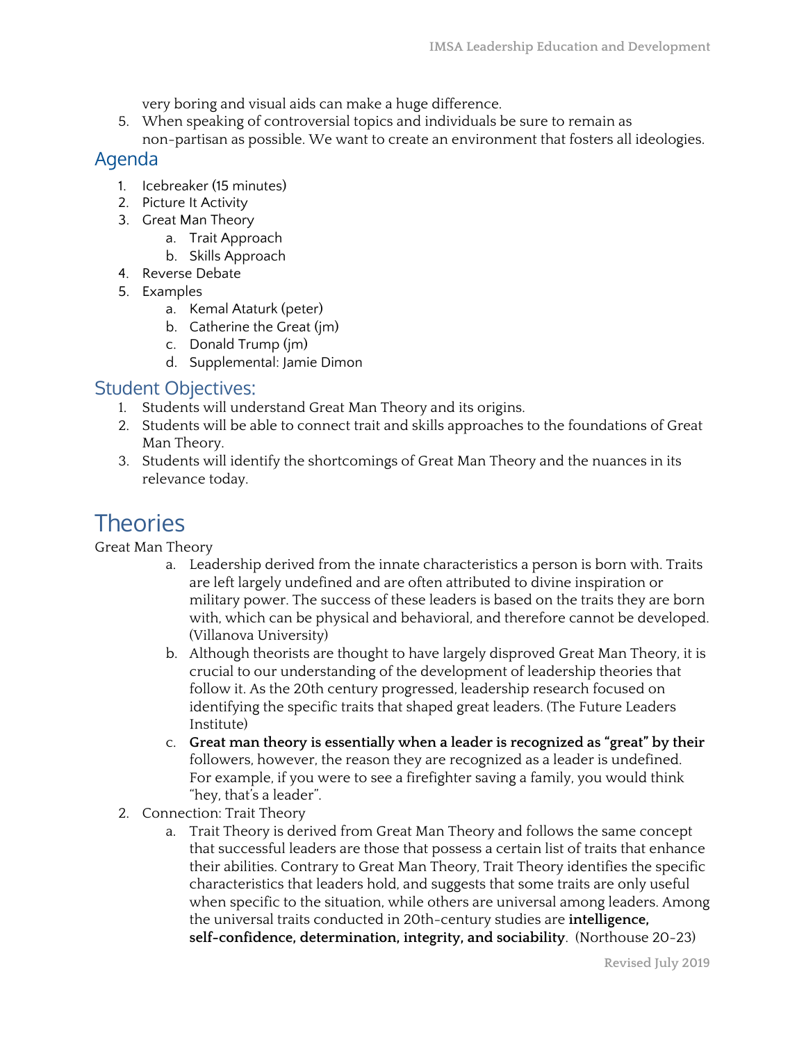very boring and visual aids can make a huge difference.

5. When speaking of controversial topics and individuals be sure to remain as non-partisan as possible. We want to create an environment that fosters all ideologies.

## Agenda

1. Icebreaker (15 minutes)
2. Picture It Activity
3. Great Man Theory
   a. Trait Approach
   b. Skills Approach
4. Reverse Debate
5. Examples
   a. Kemal Ataturk (peter)
   b. Catherine the Great (jm)
   c. Donald Trump (jm)
   d. Supplemental: Jamie Dimon

## Student Objectives:

1. Students will understand Great Man Theory and its origins.
2. Students will be able to connect trait and skills approaches to the foundations of Great Man Theory.
3. Students will identify the shortcomings of Great Man Theory and the nuances in its relevance today.

# Theories

Great Man Theory

a. Leadership derived from the innate characteristics a person is born with. Traits are left largely undefined and are often attributed to divine inspiration or military power. The success of these leaders is based on the traits they are born with, which can be physical and behavioral, and therefore cannot be developed. (Villanova University)

b. Although theorists are thought to have largely disproved Great Man Theory, it is crucial to our understanding of the development of leadership theories that follow it. As the 20th century progressed, leadership research focused on identifying the specific traits that shaped great leaders. (The Future Leaders Institute)

c. **Great man theory is essentially when a leader is recognized as "great" by their** followers, however, the reason they are recognized as a leader is undefined. For example, if you were to see a firefighter saving a family, you would think "hey, that's a leader".

2. Connection: Trait Theory

   a. Trait Theory is derived from Great Man Theory and follows the same concept that successful leaders are those that possess a certain list of traits that enhance their abilities. Contrary to Great Man Theory, Trait Theory identifies the specific characteristics that leaders hold, and suggests that some traits are only useful when specific to the situation, while others are universal among leaders. Among the universal traits conducted in 20th-century studies are **intelligence, self-confidence, determination, integrity, and sociability**. (Northouse 20-23)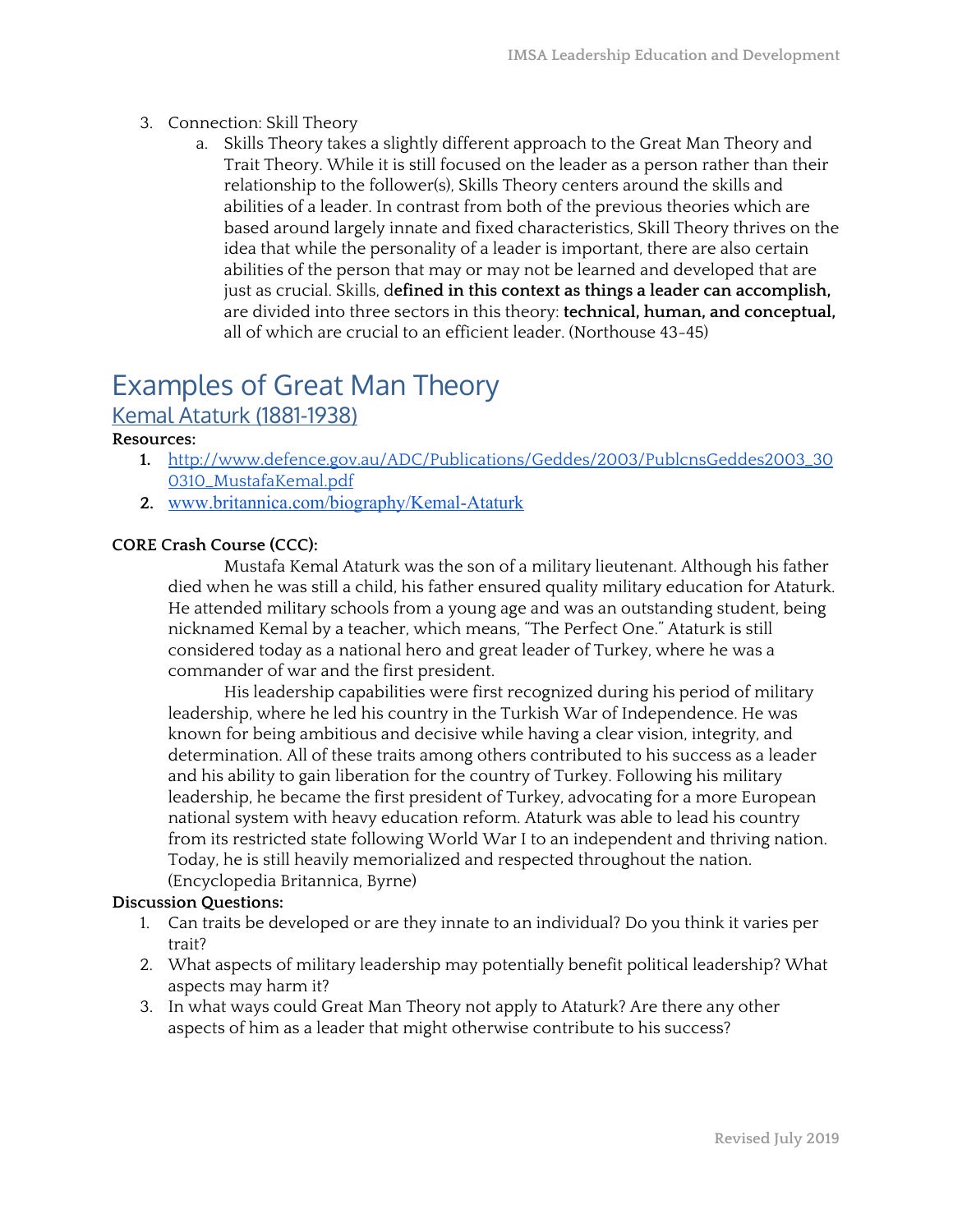3. Connection: Skill Theory
    a. Skills Theory takes a slightly different approach to the Great Man Theory and Trait Theory. While it is still focused on the leader as a person rather than their relationship to the follower(s), Skills Theory centers around the skills and abilities of a leader. In contrast from both of the previous theories which are based around largely innate and fixed characteristics, Skill Theory thrives on the idea that while the personality of a leader is important, there are also certain abilities of the person that may or may not be learned and developed that are just as crucial. Skills, d**efined in this context as things a leader can accomplish,** are divided into three sectors in this theory: **technical, human, and conceptual,** all of which are crucial to an efficient leader. (Northouse 43-45)

# Examples of Great Man Theory

## Kemal Ataturk (1881-1938)

**Resources:**

1. http://www.defence.gov.au/ADC/Publications/Geddes/2003/PublcnsGeddes2003_300310_MustafaKemal.pdf
2. www.britannica.com/biography/Kemal-Ataturk

**CORE Crash Course (CCC):**

Mustafa Kemal Ataturk was the son of a military lieutenant. Although his father died when he was still a child, his father ensured quality military education for Ataturk. He attended military schools from a young age and was an outstanding student, being nicknamed Kemal by a teacher, which means, "The Perfect One." Ataturk is still considered today as a national hero and great leader of Turkey, where he was a commander of war and the first president.

His leadership capabilities were first recognized during his period of military leadership, where he led his country in the Turkish War of Independence. He was known for being ambitious and decisive while having a clear vision, integrity, and determination. All of these traits among others contributed to his success as a leader and his ability to gain liberation for the country of Turkey. Following his military leadership, he became the first president of Turkey, advocating for a more European national system with heavy education reform. Ataturk was able to lead his country from its restricted state following World War I to an independent and thriving nation. Today, he is still heavily memorialized and respected throughout the nation. (Encyclopedia Britannica, Byrne)

**Discussion Questions:**

1. Can traits be developed or are they innate to an individual? Do you think it varies per trait?
2. What aspects of military leadership may potentially benefit political leadership? What aspects may harm it?
3. In what ways could Great Man Theory not apply to Ataturk? Are there any other aspects of him as a leader that might otherwise contribute to his success?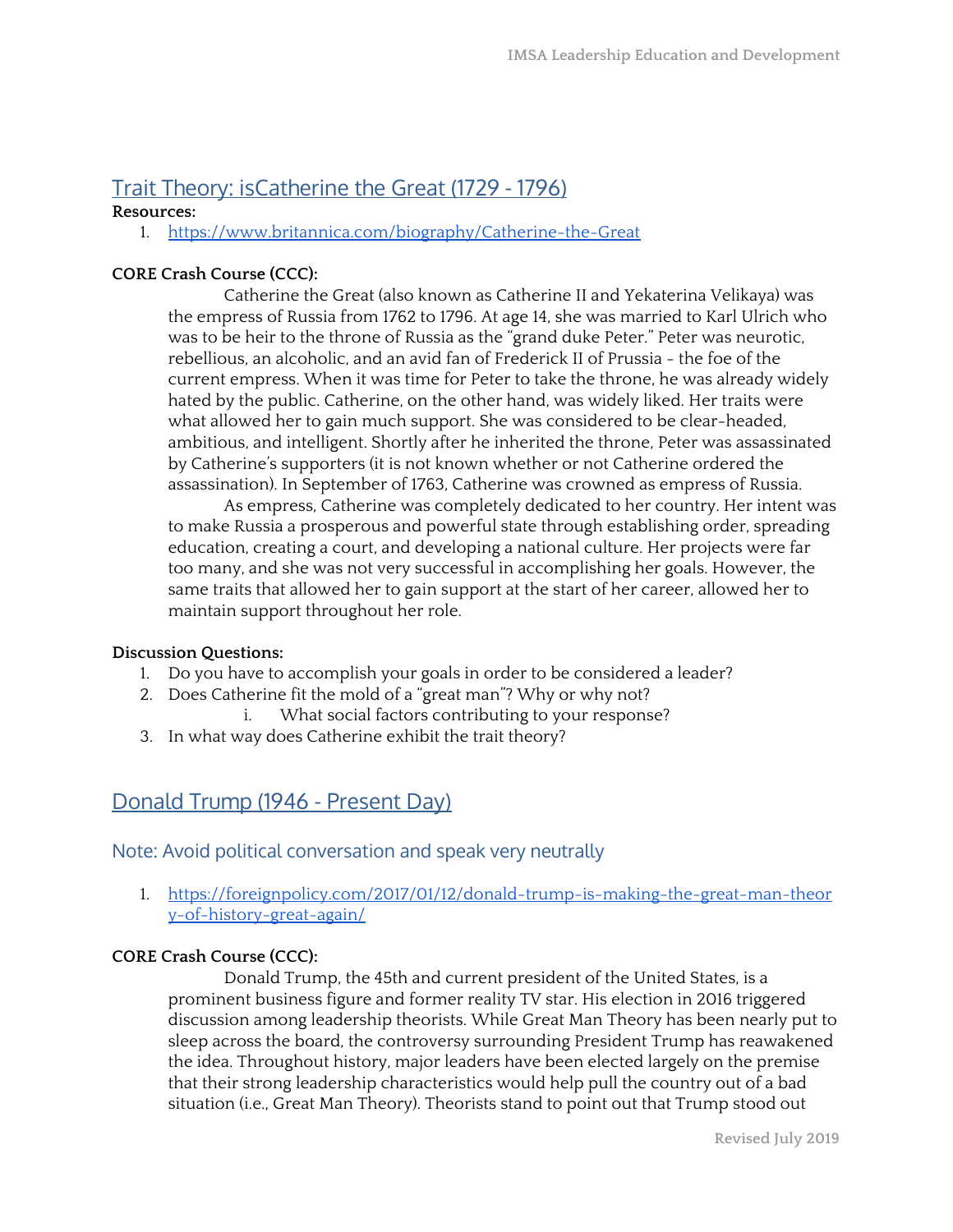## Trait Theory: isCatherine the Great (1729 - 1796)

**Resources:**

1. https://www.britannica.com/biography/Catherine-the-Great

**CORE Crash Course (CCC):**

Catherine the Great (also known as Catherine II and Yekaterina Velikaya) was the empress of Russia from 1762 to 1796. At age 14, she was married to Karl Ulrich who was to be heir to the throne of Russia as the "grand duke Peter." Peter was neurotic, rebellious, an alcoholic, and an avid fan of Frederick II of Prussia - the foe of the current empress. When it was time for Peter to take the throne, he was already widely hated by the public. Catherine, on the other hand, was widely liked. Her traits were what allowed her to gain much support. She was considered to be clear-headed, ambitious, and intelligent. Shortly after he inherited the throne, Peter was assassinated by Catherine's supporters (it is not known whether or not Catherine ordered the assassination). In September of 1763, Catherine was crowned as empress of Russia.

As empress, Catherine was completely dedicated to her country. Her intent was to make Russia a prosperous and powerful state through establishing order, spreading education, creating a court, and developing a national culture. Her projects were far too many, and she was not very successful in accomplishing her goals. However, the same traits that allowed her to gain support at the start of her career, allowed her to maintain support throughout her role.

**Discussion Questions:**

1. Do you have to accomplish your goals in order to be considered a leader?
2. Does Catherine fit the mold of a "great man"? Why or why not?
   i. What social factors contributing to your response?
3. In what way does Catherine exhibit the trait theory?

## Donald Trump (1946 - Present Day)

### Note: Avoid political conversation and speak very neutrally

1. https://foreignpolicy.com/2017/01/12/donald-trump-is-making-the-great-man-theory-of-history-great-again/

**CORE Crash Course (CCC):**

Donald Trump, the 45th and current president of the United States, is a prominent business figure and former reality TV star. His election in 2016 triggered discussion among leadership theorists. While Great Man Theory has been nearly put to sleep across the board, the controversy surrounding President Trump has reawakened the idea. Throughout history, major leaders have been elected largely on the premise that their strong leadership characteristics would help pull the country out of a bad situation (i.e., Great Man Theory). Theorists stand to point out that Trump stood out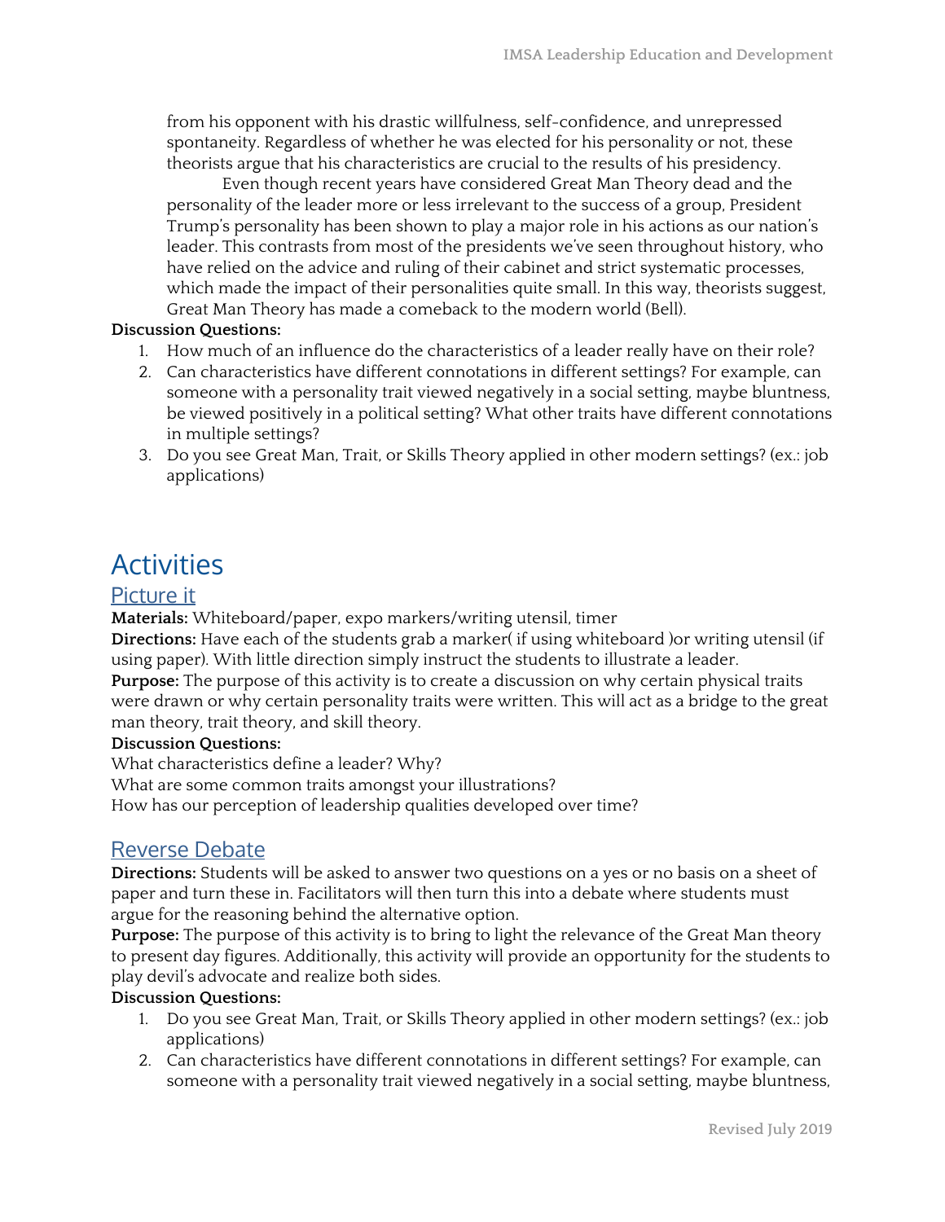from his opponent with his drastic willfulness, self-confidence, and unrepressed spontaneity. Regardless of whether he was elected for his personality or not, these theorists argue that his characteristics are crucial to the results of his presidency.

Even though recent years have considered Great Man Theory dead and the personality of the leader more or less irrelevant to the success of a group, President Trump's personality has been shown to play a major role in his actions as our nation's leader. This contrasts from most of the presidents we've seen throughout history, who have relied on the advice and ruling of their cabinet and strict systematic processes, which made the impact of their personalities quite small. In this way, theorists suggest, Great Man Theory has made a comeback to the modern world (Bell).

**Discussion Questions:**

1. How much of an influence do the characteristics of a leader really have on their role?
2. Can characteristics have different connotations in different settings? For example, can someone with a personality trait viewed negatively in a social setting, maybe bluntness, be viewed positively in a political setting? What other traits have different connotations in multiple settings?
3. Do you see Great Man, Trait, or Skills Theory applied in other modern settings? (ex.: job applications)

# Activities

## Picture it

**Materials:** Whiteboard/paper, expo markers/writing utensil, timer

**Directions:** Have each of the students grab a marker( if using whiteboard )or writing utensil (if using paper). With little direction simply instruct the students to illustrate a leader.

**Purpose:** The purpose of this activity is to create a discussion on why certain physical traits were drawn or why certain personality traits were written. This will act as a bridge to the great man theory, trait theory, and skill theory.

**Discussion Questions:**

What characteristics define a leader? Why?

What are some common traits amongst your illustrations?

How has our perception of leadership qualities developed over time?

## Reverse Debate

**Directions:** Students will be asked to answer two questions on a yes or no basis on a sheet of paper and turn these in. Facilitators will then turn this into a debate where students must argue for the reasoning behind the alternative option.

**Purpose:** The purpose of this activity is to bring to light the relevance of the Great Man theory to present day figures. Additionally, this activity will provide an opportunity for the students to play devil's advocate and realize both sides.

**Discussion Questions:**

1. Do you see Great Man, Trait, or Skills Theory applied in other modern settings? (ex.: job applications)
2. Can characteristics have different connotations in different settings? For example, can someone with a personality trait viewed negatively in a social setting, maybe bluntness,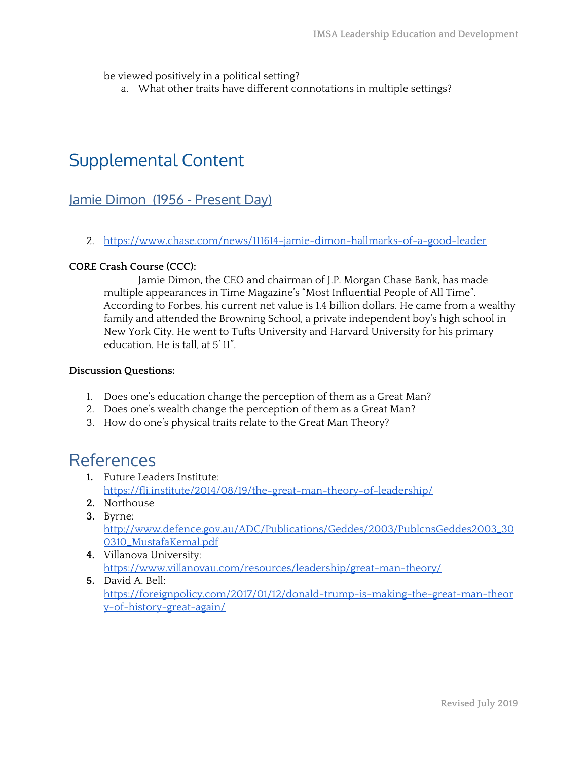be viewed positively in a political setting?

   a. What other traits have different connotations in multiple settings?

# Supplemental Content

## Jamie Dimon (1956 - Present Day)

2. https://www.chase.com/news/111614-jamie-dimon-hallmarks-of-a-good-leader

**CORE Crash Course (CCC):**

Jamie Dimon, the CEO and chairman of J.P. Morgan Chase Bank, has made multiple appearances in Time Magazine's "Most Influential People of All Time". According to Forbes, his current net value is 1.4 billion dollars. He came from a wealthy family and attended the Browning School, a private independent boy's high school in New York City. He went to Tufts University and Harvard University for his primary education. He is tall, at 5' 11".

**Discussion Questions:**

1. Does one's education change the perception of them as a Great Man?
2. Does one's wealth change the perception of them as a Great Man?
3. How do one's physical traits relate to the Great Man Theory?

# References

1. Future Leaders Institute: https://fli.institute/2014/08/19/the-great-man-theory-of-leadership/
2. Northouse
3. Byrne: http://www.defence.gov.au/ADC/Publications/Geddes/2003/PublcnsGeddes2003_300310_MustafaKemal.pdf
4. Villanova University: https://www.villanovau.com/resources/leadership/great-man-theory/
5. David A. Bell: https://foreignpolicy.com/2017/01/12/donald-trump-is-making-the-great-man-theory-of-history-great-again/